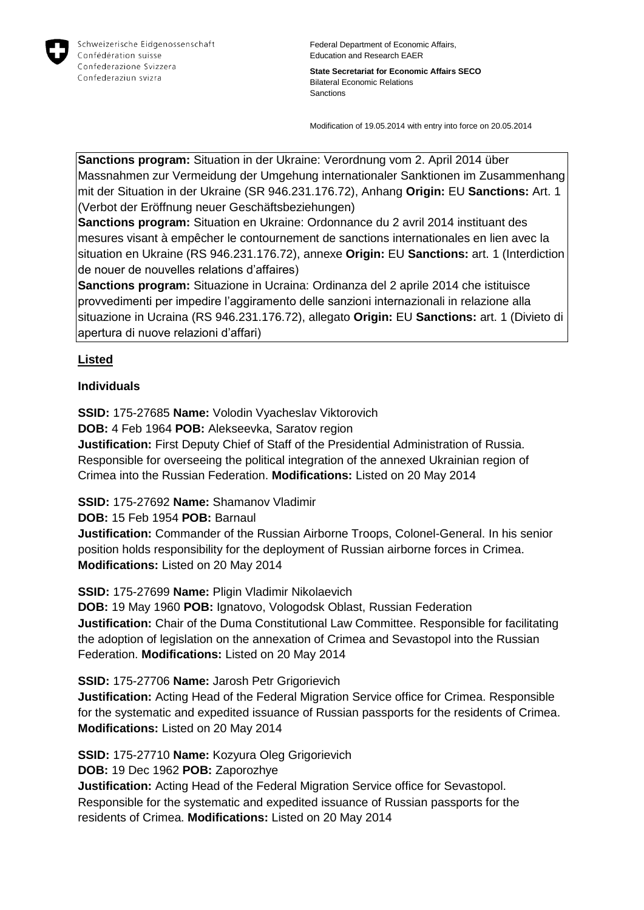Schweizerische Eidgenossenschaft
Confédération suisse
Confederazione Svizzera
Confederaziun svizra

Federal Department of Economic Affairs, Education and Research EAER

**State Secretariat for Economic Affairs SECO**
Bilateral Economic Relations
Sanctions

Modification of 19.05.2014 with entry into force on 20.05.2014

**Sanctions program:** Situation in der Ukraine: Verordnung vom 2. April 2014 über Massnahmen zur Vermeidung der Umgehung internationaler Sanktionen im Zusammenhang mit der Situation in der Ukraine (SR 946.231.176.72), Anhang **Origin:** EU **Sanctions:** Art. 1 (Verbot der Eröffnung neuer Geschäftsbeziehungen)
**Sanctions program:** Situation en Ukraine: Ordonnance du 2 avril 2014 instituant des mesures visant à empêcher le contournement de sanctions internationales en lien avec la situation en Ukraine (RS 946.231.176.72), annexe **Origin:** EU **Sanctions:** art. 1 (Interdiction de nouer de nouvelles relations d'affaires)
**Sanctions program:** Situazione in Ucraina: Ordinanza del 2 aprile 2014 che istituisce provvedimenti per impedire l'aggiramento delle sanzioni internazionali in relazione alla situazione in Ucraina (RS 946.231.176.72), allegato **Origin:** EU **Sanctions:** art. 1 (Divieto di apertura di nuove relazioni d'affari)

## Listed

### Individuals

**SSID:** 175-27685 **Name:** Volodin Vyacheslav Viktorovich
**DOB:** 4 Feb 1964 **POB:** Alekseevka, Saratov region
**Justification:** First Deputy Chief of Staff of the Presidential Administration of Russia. Responsible for overseeing the political integration of the annexed Ukrainian region of Crimea into the Russian Federation. **Modifications:** Listed on 20 May 2014

**SSID:** 175-27692 **Name:** Shamanov Vladimir
**DOB:** 15 Feb 1954 **POB:** Barnaul
**Justification:** Commander of the Russian Airborne Troops, Colonel-General. In his senior position holds responsibility for the deployment of Russian airborne forces in Crimea. **Modifications:** Listed on 20 May 2014

**SSID:** 175-27699 **Name:** Pligin Vladimir Nikolaevich
**DOB:** 19 May 1960 **POB:** Ignatovo, Vologodsk Oblast, Russian Federation
**Justification:** Chair of the Duma Constitutional Law Committee. Responsible for facilitating the adoption of legislation on the annexation of Crimea and Sevastopol into the Russian Federation. **Modifications:** Listed on 20 May 2014

**SSID:** 175-27706 **Name:** Jarosh Petr Grigorievich
**Justification:** Acting Head of the Federal Migration Service office for Crimea. Responsible for the systematic and expedited issuance of Russian passports for the residents of Crimea. **Modifications:** Listed on 20 May 2014

**SSID:** 175-27710 **Name:** Kozyura Oleg Grigorievich
**DOB:** 19 Dec 1962 **POB:** Zaporozhye
**Justification:** Acting Head of the Federal Migration Service office for Sevastopol. Responsible for the systematic and expedited issuance of Russian passports for the residents of Crimea. **Modifications:** Listed on 20 May 2014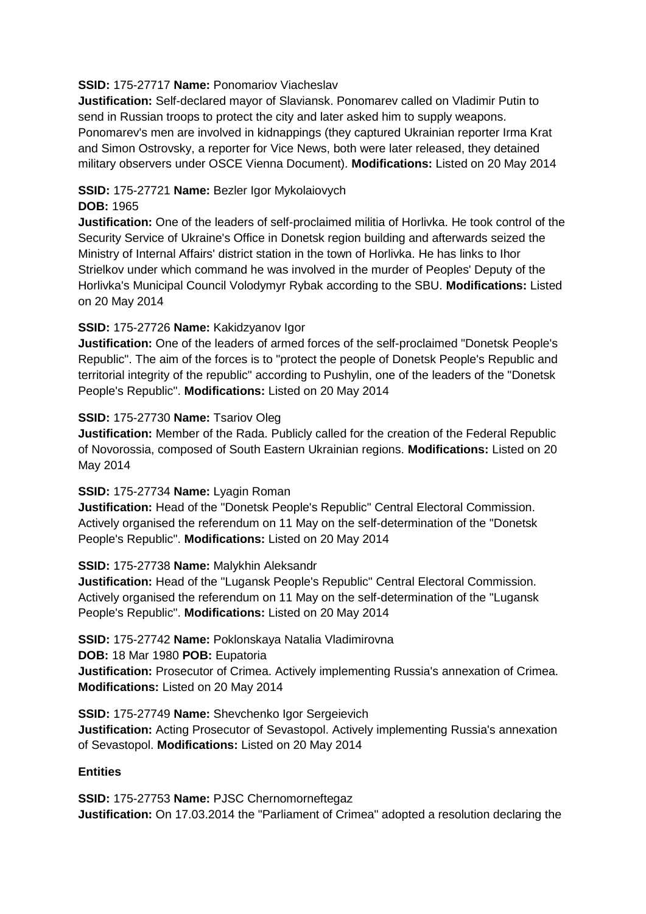**SSID:** 175-27717 **Name:** Ponomariov Viacheslav

**Justification:** Self-declared mayor of Slaviansk. Ponomarev called on Vladimir Putin to send in Russian troops to protect the city and later asked him to supply weapons. Ponomarev's men are involved in kidnappings (they captured Ukrainian reporter Irma Krat and Simon Ostrovsky, a reporter for Vice News, both were later released, they detained military observers under OSCE Vienna Document). **Modifications:** Listed on 20 May 2014

**SSID:** 175-27721 **Name:** Bezler Igor Mykolaiovych

**DOB:** 1965

**Justification:** One of the leaders of self-proclaimed militia of Horlivka. He took control of the Security Service of Ukraine's Office in Donetsk region building and afterwards seized the Ministry of Internal Affairs' district station in the town of Horlivka. He has links to Ihor Strielkov under which command he was involved in the murder of Peoples' Deputy of the Horlivka's Municipal Council Volodymyr Rybak according to the SBU. **Modifications:** Listed on 20 May 2014

**SSID:** 175-27726 **Name:** Kakidzyanov Igor

**Justification:** One of the leaders of armed forces of the self-proclaimed "Donetsk People's Republic". The aim of the forces is to "protect the people of Donetsk People's Republic and territorial integrity of the republic" according to Pushylin, one of the leaders of the "Donetsk People's Republic". **Modifications:** Listed on 20 May 2014

**SSID:** 175-27730 **Name:** Tsariov Oleg

**Justification:** Member of the Rada. Publicly called for the creation of the Federal Republic of Novorossia, composed of South Eastern Ukrainian regions. **Modifications:** Listed on 20 May 2014

**SSID:** 175-27734 **Name:** Lyagin Roman

**Justification:** Head of the "Donetsk People's Republic" Central Electoral Commission. Actively organised the referendum on 11 May on the self-determination of the "Donetsk People's Republic". **Modifications:** Listed on 20 May 2014

**SSID:** 175-27738 **Name:** Malykhin Aleksandr

**Justification:** Head of the "Lugansk People's Republic" Central Electoral Commission. Actively organised the referendum on 11 May on the self-determination of the "Lugansk People's Republic". **Modifications:** Listed on 20 May 2014

**SSID:** 175-27742 **Name:** Poklonskaya Natalia Vladimirovna

**DOB:** 18 Mar 1980 **POB:** Eupatoria

**Justification:** Prosecutor of Crimea. Actively implementing Russia's annexation of Crimea. **Modifications:** Listed on 20 May 2014

**SSID:** 175-27749 **Name:** Shevchenko Igor Sergeievich

**Justification:** Acting Prosecutor of Sevastopol. Actively implementing Russia's annexation of Sevastopol. **Modifications:** Listed on 20 May 2014

**Entities**

**SSID:** 175-27753 **Name:** PJSC Chernomorneftegaz

**Justification:** On 17.03.2014 the "Parliament of Crimea" adopted a resolution declaring the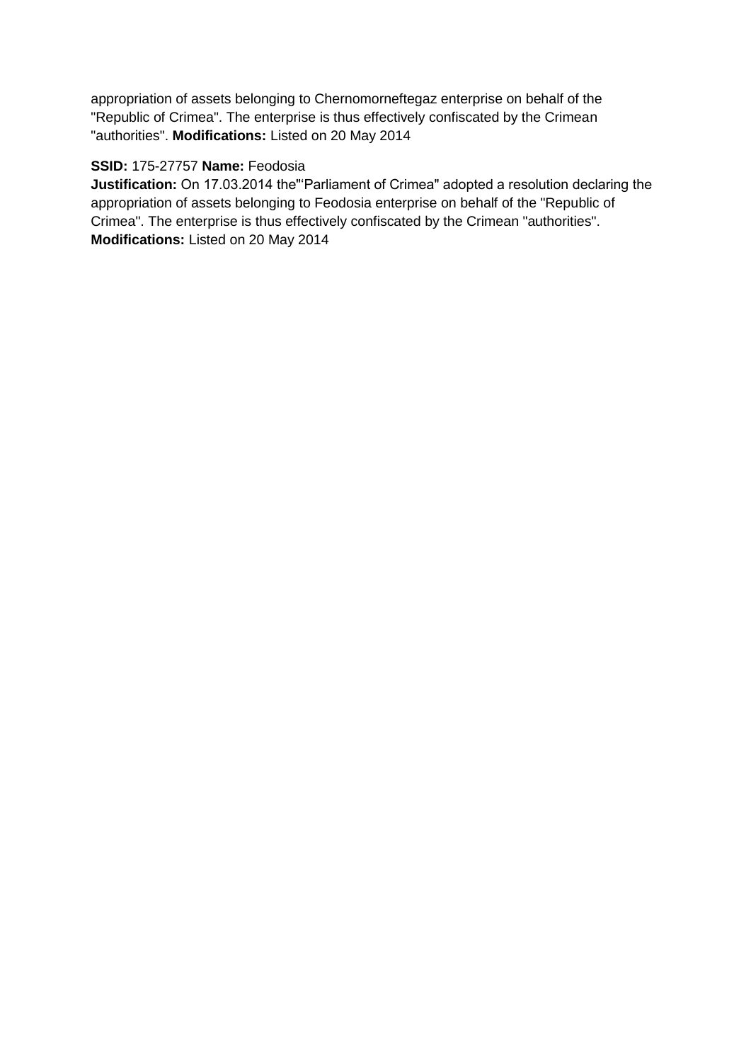appropriation of assets belonging to Chernomorneftegaz enterprise on behalf of the "Republic of Crimea". The enterprise is thus effectively confiscated by the Crimean "authorities". **Modifications:** Listed on 20 May 2014

**SSID:** 175-27757 **Name:** Feodosia
**Justification:** On 17.03.2014 the"'Parliament of Crimea" adopted a resolution declaring the appropriation of assets belonging to Feodosia enterprise on behalf of the "Republic of Crimea". The enterprise is thus effectively confiscated by the Crimean "authorities". **Modifications:** Listed on 20 May 2014